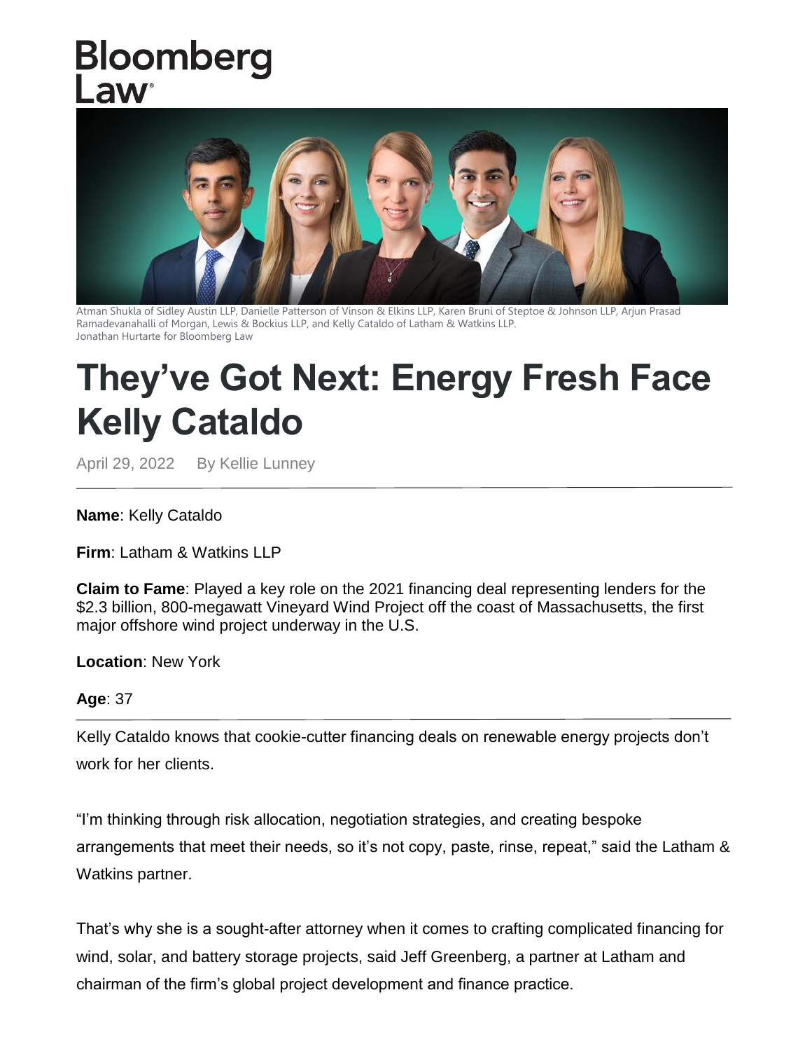Bloomberg Law

Atman Shukla of Sidley Austin LLP, Danielle Patterson of Vinson & Elkins LLP, Karen Bruni of Steptoe & Johnson LLP, Arjun Prasad Ramadevanahalli of Morgan, Lewis & Bockius LLP, and Kelly Cataldo of Latham & Watkins LLP.
Jonathan Hurtarte for Bloomberg Law

# They've Got Next: Energy Fresh Face Kelly Cataldo

April 29, 2022 By Kellie Lunney

---

**Name**: Kelly Cataldo

**Firm**: Latham & Watkins LLP

**Claim to Fame**: Played a key role on the 2021 financing deal representing lenders for the $2.3 billion, 800-megawatt Vineyard Wind Project off the coast of Massachusetts, the first major offshore wind project underway in the U.S.

**Location**: New York

**Age**: 37

---

Kelly Cataldo knows that cookie-cutter financing deals on renewable energy projects don't work for her clients.

"I'm thinking through risk allocation, negotiation strategies, and creating bespoke arrangements that meet their needs, so it's not copy, paste, rinse, repeat," said the Latham & Watkins partner.

That's why she is a sought-after attorney when it comes to crafting complicated financing for wind, solar, and battery storage projects, said Jeff Greenberg, a partner at Latham and chairman of the firm's global project development and finance practice.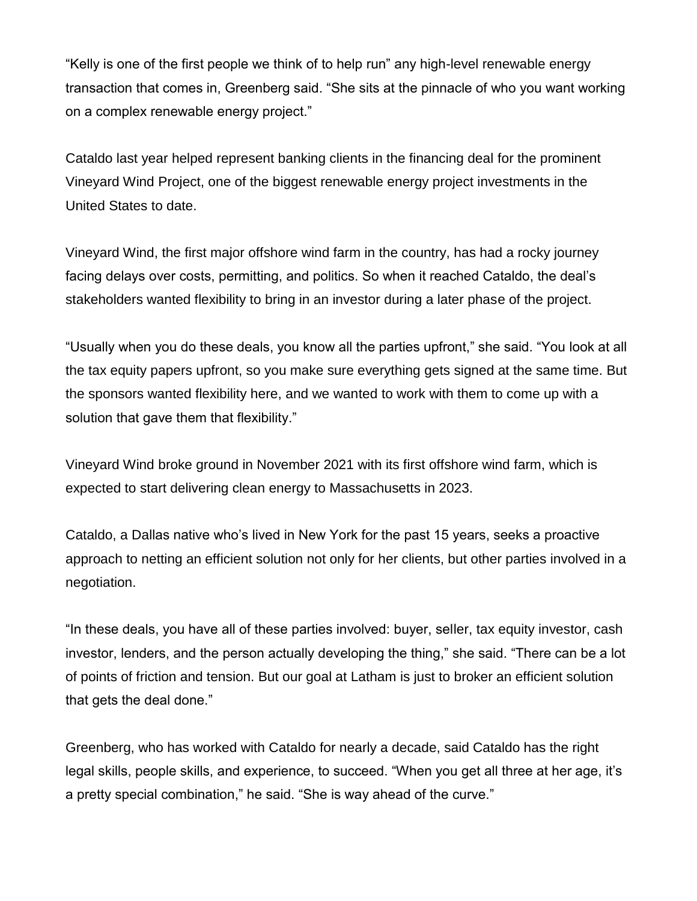"Kelly is one of the first people we think of to help run" any high-level renewable energy transaction that comes in, Greenberg said. "She sits at the pinnacle of who you want working on a complex renewable energy project."

Cataldo last year helped represent banking clients in the financing deal for the prominent Vineyard Wind Project, one of the biggest renewable energy project investments in the United States to date.

Vineyard Wind, the first major offshore wind farm in the country, has had a rocky journey facing delays over costs, permitting, and politics. So when it reached Cataldo, the deal's stakeholders wanted flexibility to bring in an investor during a later phase of the project.

"Usually when you do these deals, you know all the parties upfront," she said. "You look at all the tax equity papers upfront, so you make sure everything gets signed at the same time. But the sponsors wanted flexibility here, and we wanted to work with them to come up with a solution that gave them that flexibility."

Vineyard Wind broke ground in November 2021 with its first offshore wind farm, which is expected to start delivering clean energy to Massachusetts in 2023.

Cataldo, a Dallas native who's lived in New York for the past 15 years, seeks a proactive approach to netting an efficient solution not only for her clients, but other parties involved in a negotiation.

"In these deals, you have all of these parties involved: buyer, seller, tax equity investor, cash investor, lenders, and the person actually developing the thing," she said. "There can be a lot of points of friction and tension. But our goal at Latham is just to broker an efficient solution that gets the deal done."

Greenberg, who has worked with Cataldo for nearly a decade, said Cataldo has the right legal skills, people skills, and experience, to succeed. "When you get all three at her age, it's a pretty special combination," he said. "She is way ahead of the curve."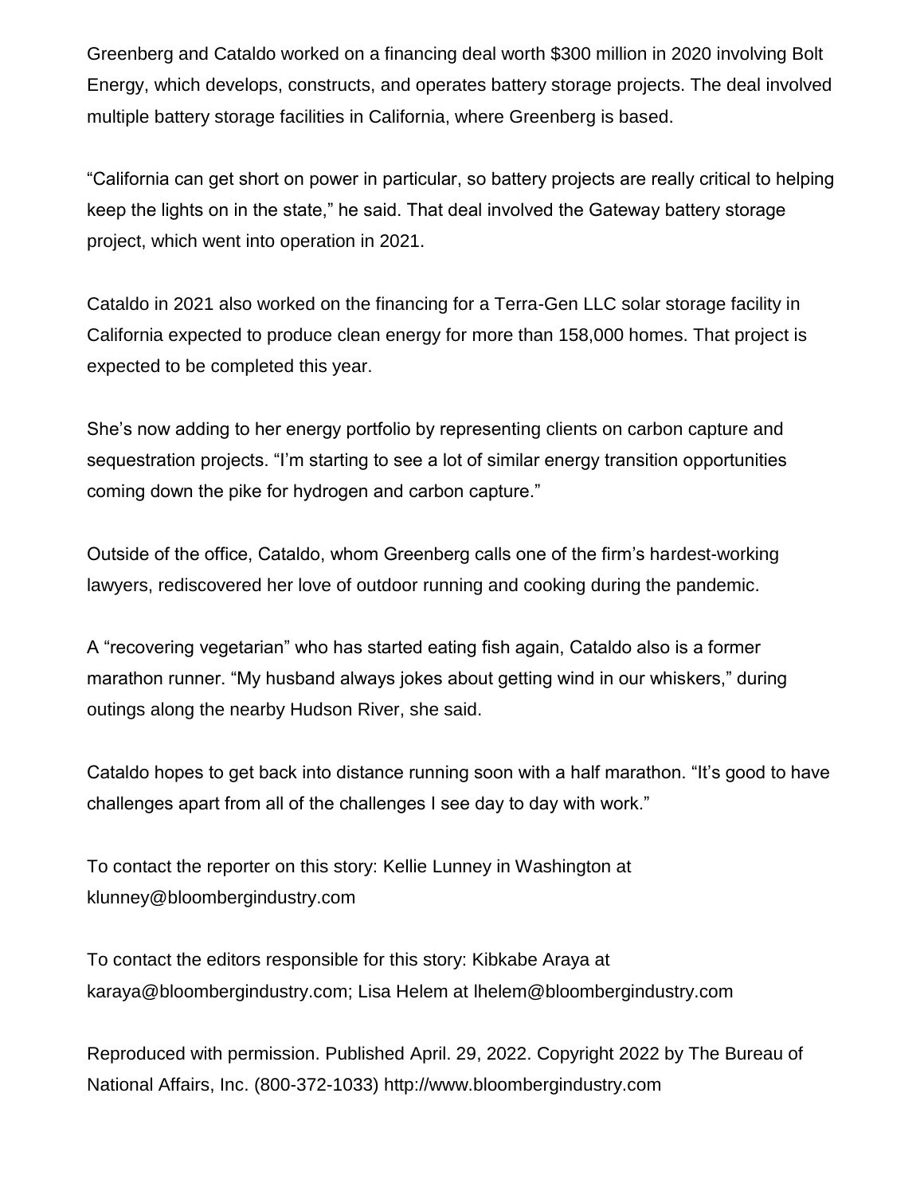Greenberg and Cataldo worked on a financing deal worth $300 million in 2020 involving Bolt Energy, which develops, constructs, and operates battery storage projects. The deal involved multiple battery storage facilities in California, where Greenberg is based.

“California can get short on power in particular, so battery projects are really critical to helping keep the lights on in the state,” he said. That deal involved the Gateway battery storage project, which went into operation in 2021.

Cataldo in 2021 also worked on the financing for a Terra-Gen LLC solar storage facility in California expected to produce clean energy for more than 158,000 homes. That project is expected to be completed this year.

She’s now adding to her energy portfolio by representing clients on carbon capture and sequestration projects. “I’m starting to see a lot of similar energy transition opportunities coming down the pike for hydrogen and carbon capture.”

Outside of the office, Cataldo, whom Greenberg calls one of the firm’s hardest-working lawyers, rediscovered her love of outdoor running and cooking during the pandemic.

A “recovering vegetarian” who has started eating fish again, Cataldo also is a former marathon runner. “My husband always jokes about getting wind in our whiskers,” during outings along the nearby Hudson River, she said.

Cataldo hopes to get back into distance running soon with a half marathon. “It’s good to have challenges apart from all of the challenges I see day to day with work.”

To contact the reporter on this story: Kellie Lunney in Washington at klunney@bloombergindustry.com

To contact the editors responsible for this story: Kibkabe Araya at karaya@bloombergindustry.com; Lisa Helem at lhelem@bloombergindustry.com

Reproduced with permission. Published April. 29, 2022. Copyright 2022 by The Bureau of National Affairs, Inc. (800-372-1033) http://www.bloombergindustry.com